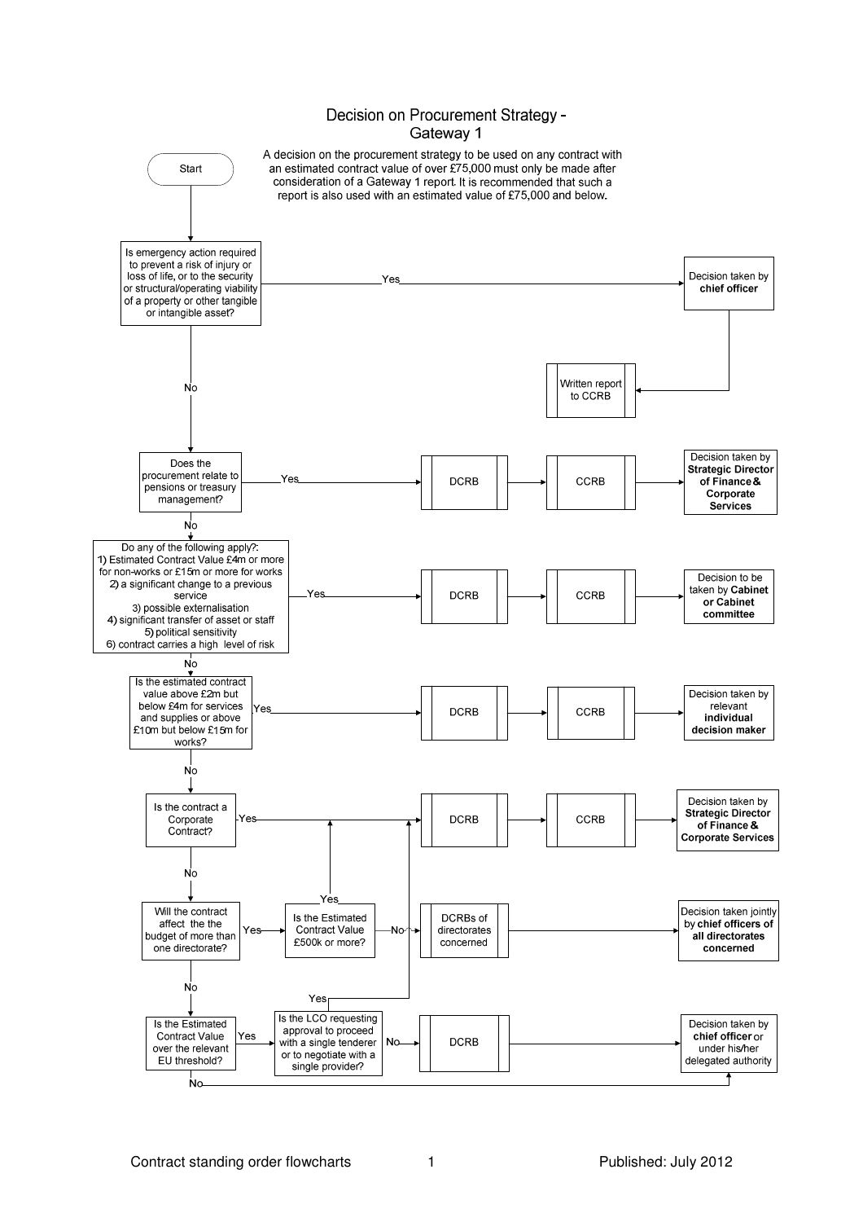# Decision on Procurement Strategy - Gateway 1

A decision on the procurement strategy to be used on any contract with an estimated contract value of over £75,000 must only be made after consideration of a Gateway 1 report. It is recommended that such a report is also used with an estimated value of £75,000 and below.

**Start**

1. **Is emergency action required to prevent a risk of injury or loss of life, or to the security or structural/operating viability of a property or other tangible or intangible asset?**
   - Yes → Decision taken by **chief officer** → Written report to CCRB
   - No → go to 2

2. **Does the procurement relate to pensions or treasury management?**
   - Yes → DCRB → CCRB → Decision taken by **Strategic Director of Finance & Corporate Services**
   - No → go to 3

3. **Do any of the following apply?:**
   1) Estimated Contract Value £4m or more for non-works or £15m or more for works
   2) a significant change to a previous service
   3) possible externalisation
   4) significant transfer of asset or staff
   5) political sensitivity
   6) contract carries a high level of risk
   - Yes → DCRB → CCRB → Decision to be taken by **Cabinet or Cabinet committee**
   - No → go to 4

4. **Is the estimated contract value above £2m but below £4m for services and supplies or above £10m but below £15m for works?**
   - Yes → DCRB → CCRB → Decision taken by relevant **individual decision maker**
   - No → go to 5

5. **Is the contract a Corporate Contract?**
   - Yes → DCRB → CCRB → Decision taken by **Strategic Director of Finance & Corporate Services**
   - No → go to 6

6. **Will the contract affect the the budget of more than one directorate?**
   - Yes → **Is the Estimated Contract Value £500k or more?**
     - Yes → DCRB → CCRB → Decision taken by **Strategic Director of Finance & Corporate Services**
     - No → DCRBs of directorates concerned → Decision taken jointly by **chief officers of all directorates concerned**
   - No → go to 7

7. **Is the Estimated Contract Value over the relevant EU threshold?**
   - Yes → **Is the LCO requesting approval to proceed with a single tenderer or to negotiate with a single provider?**
     - Yes → DCRB → CCRB → Decision taken by **Strategic Director of Finance & Corporate Services**
     - No → DCRB → Decision taken by **chief officer** or under his/her delegated authority
   - No → Decision taken by **chief officer** or under his/her delegated authority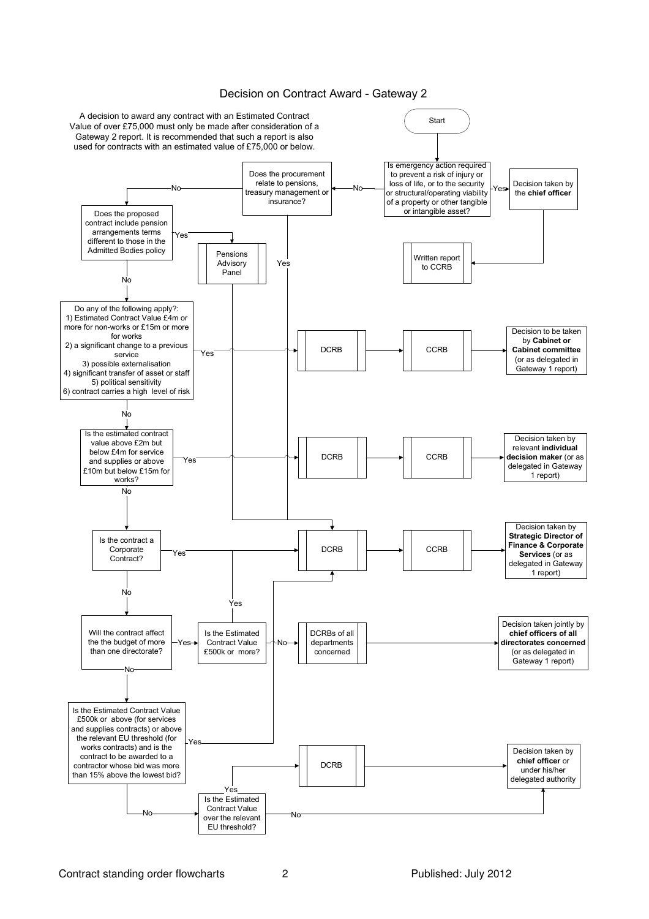# Decision on Contract Award - Gateway 2

A decision to award any contract with an Estimated Contract Value of over £75,000 must only be made after consideration of a Gateway 2 report. It is recommended that such a report is also used for contracts with an estimated value of £75,000 or below.

**Start**

**Is emergency action required to prevent a risk of injury or loss of life, or to the security or structural/operating viability of a property or other tangible or intangible asset?**
- Yes → Decision taken by the **chief officer** → Written report to CCRB
- No → next question

**Does the procurement relate to pensions, treasury management or insurance?**
- Yes → DCRB → CCRB → Decision taken by **Strategic Director of Finance & Corporate Services** (or as delegated in Gateway 1 report)
- No → next question

**Does the proposed contract include pension arrangements terms different to those in the Admitted Bodies policy**
- Yes → Pensions Advisory Panel → DCRB → CCRB → Decision taken by **Strategic Director of Finance & Corporate Services** (or as delegated in Gateway 1 report)
- No → next question

**Do any of the following apply?:**
1) Estimated Contract Value £4m or more for non-works or £15m or more for works
2) a significant change to a previous service
3) possible externalisation
4) significant transfer of asset or staff
5) political sensitivity
6) contract carries a high level of risk

- Yes → DCRB → CCRB → Decision to be taken by **Cabinet or Cabinet committee** (or as delegated in Gateway 1 report)
- No → next question

**Is the estimated contract value above £2m but below £4m for service and supplies or above £10m but below £15m for works?**
- Yes → DCRB → CCRB → Decision taken by relevant **individual decision maker** (or as delegated in Gateway 1 report)
- No → next question

**Is the contract a Corporate Contract?**
- Yes → DCRB → CCRB → Decision taken by **Strategic Director of Finance & Corporate Services** (or as delegated in Gateway 1 report)
- No → next question

**Will the contract affect the the budget of more than one directorate?**
- Yes → **Is the Estimated Contract Value £500k or more?**
  - Yes → DCRB → CCRB → Decision taken by **Strategic Director of Finance & Corporate Services** (or as delegated in Gateway 1 report)
  - No → DCRBs of all departments concerned → Decision taken jointly by **chief officers of all directorates concerned** (or as delegated in Gateway 1 report)
- No → next question

**Is the Estimated Contract Value £500k or above (for services and supplies contracts) or above the relevant EU threshold (for works contracts) and is the contract to be awarded to a contractor whose bid was more than 15% above the lowest bid?**
- Yes → DCRB → CCRB → Decision taken by **Strategic Director of Finance & Corporate Services** (or as delegated in Gateway 1 report)
- No → next question

**Is the Estimated Contract Value over the relevant EU threshold?**
- Yes → DCRB → Decision taken by **chief officer** or under his/her delegated authority
- No → Decision taken by **chief officer** or under his/her delegated authority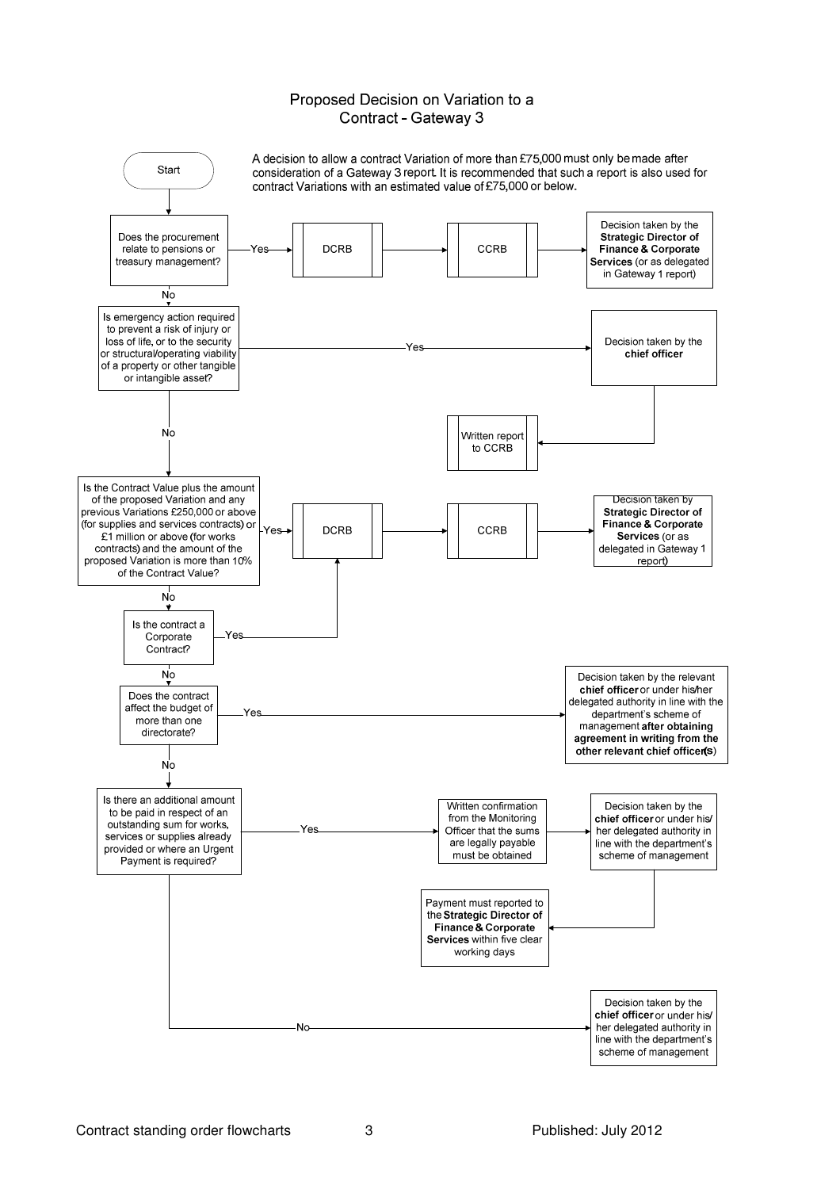# Proposed Decision on Variation to a Contract - Gateway 3

A decision to allow a contract Variation of more than £75,000 must only be made after consideration of a Gateway 3 report. It is recommended that such a report is also used for contract Variations with an estimated value of £75,000 or below.

Start

**Does the procurement relate to pensions or treasury management?**

- Yes → DCRB → CCRB → Decision taken by the **Strategic Director of Finance & Corporate Services** (or as delegated in Gateway 1 report)
- No ↓

**Is emergency action required to prevent a risk of injury or loss of life, or to the security or structural/operating viability of a property or other tangible or intangible asset?**

- Yes → Decision taken by the **chief officer** → Written report to CCRB
- No ↓

**Is the Contract Value plus the amount of the proposed Variation and any previous Variations £250,000 or above (for supplies and services contracts) or £1 million or above (for works contracts) and the amount of the proposed Variation is more than 10% of the Contract Value?**

- Yes → DCRB → CCRB → Decision taken by **Strategic Director of Finance & Corporate Services** (or as delegated in Gateway 1 report)
- No ↓

**Is the contract a Corporate Contract?**

- Yes → DCRB → CCRB → Decision taken by **Strategic Director of Finance & Corporate Services** (or as delegated in Gateway 1 report)
- No ↓

**Does the contract affect the budget of more than one directorate?**

- Yes → Decision taken by the relevant **chief officer** or under his/her delegated authority in line with the department's scheme of management **after obtaining agreement in writing from the other relevant chief officer(s)**
- No ↓

**Is there an additional amount to be paid in respect of an outstanding sum for works, services or supplies already provided or where an Urgent Payment is required?**

- Yes → Written confirmation from the Monitoring Officer that the sums are legally payable must be obtained → Decision taken by the **chief officer** or under his/ her delegated authority in line with the department's scheme of management → Payment must reported to the **Strategic Director of Finance & Corporate Services** within five clear working days
- No → Decision taken by the **chief officer** or under his/ her delegated authority in line with the department's scheme of management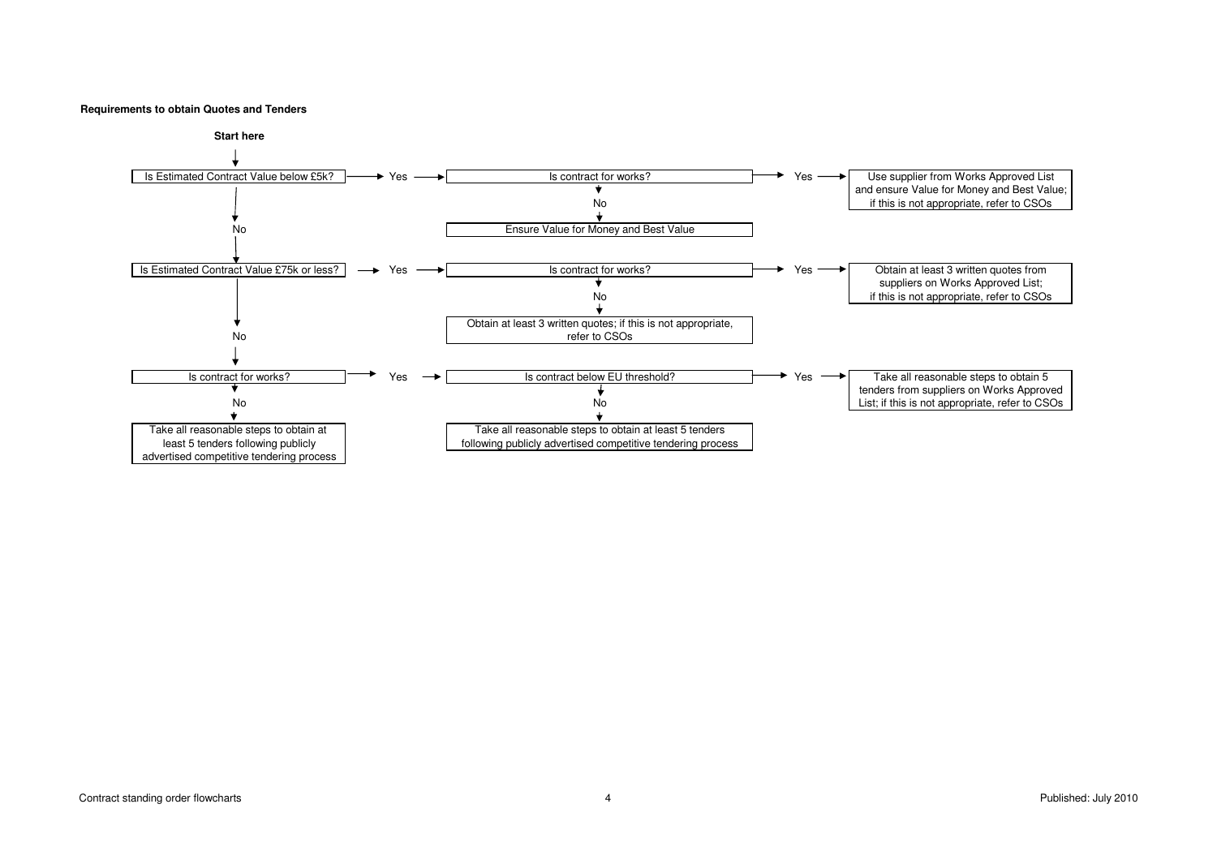**Requirements to obtain Quotes and Tenders**

**Start here**

Is Estimated Contract Value below £5k?

Yes

Is contract for works?

Yes

Use supplier from Works Approved List and ensure Value for Money and Best Value; if this is not appropriate, refer to CSOs

No

Ensure Value for Money and Best Value

No

Is Estimated Contract Value £75k or less?

Yes

Is contract for works?

Yes

Obtain at least 3 written quotes from suppliers on Works Approved List; if this is not appropriate, refer to CSOs

No

Obtain at least 3 written quotes; if this is not appropriate, refer to CSOs

No

Is contract for works?

Yes

Is contract below EU threshold?

Yes

Take all reasonable steps to obtain 5 tenders from suppliers on Works Approved List; if this is not appropriate, refer to CSOs

No

Take all reasonable steps to obtain at least 5 tenders following publicly advertised competitive tendering process

No

Take all reasonable steps to obtain at least 5 tenders following publicly advertised competitive tendering process